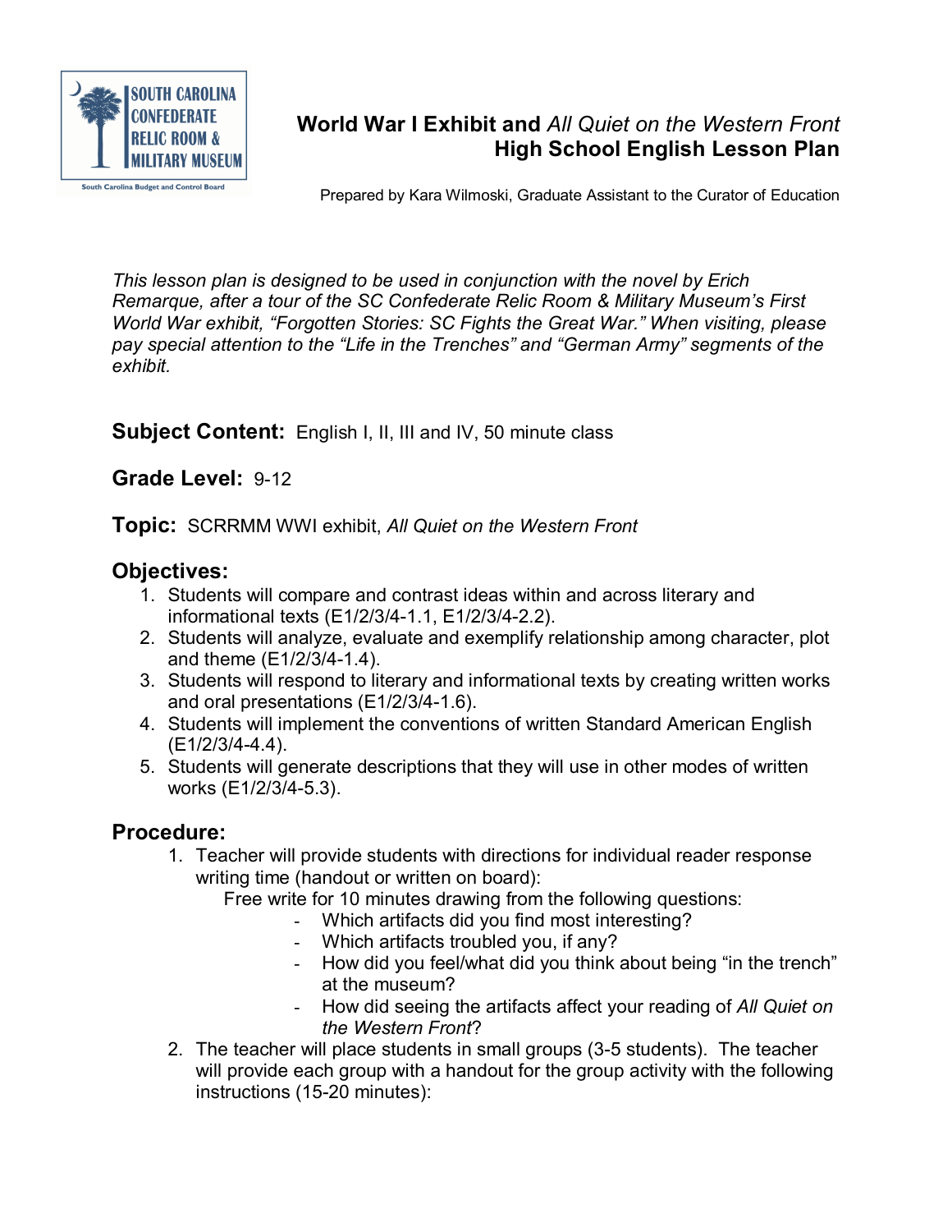SOUTH CAROLINA CONFEDERATE RELIC ROOM & MILITARY MUSEUM

South Carolina Budget and Control Board

# World War I Exhibit and *All Quiet on the Western Front*
# High School English Lesson Plan

Prepared by Kara Wilmoski, Graduate Assistant to the Curator of Education

*This lesson plan is designed to be used in conjunction with the novel by Erich Remarque, after a tour of the SC Confederate Relic Room & Military Museum's First World War exhibit, "Forgotten Stories: SC Fights the Great War." When visiting, please pay special attention to the "Life in the Trenches" and "German Army" segments of the exhibit.*

**Subject Content:** English I, II, III and IV, 50 minute class

**Grade Level:** 9-12

**Topic:** SCRRMM WWI exhibit, *All Quiet on the Western Front*

## Objectives:

1. Students will compare and contrast ideas within and across literary and informational texts (E1/2/3/4-1.1, E1/2/3/4-2.2).
2. Students will analyze, evaluate and exemplify relationship among character, plot and theme (E1/2/3/4-1.4).
3. Students will respond to literary and informational texts by creating written works and oral presentations (E1/2/3/4-1.6).
4. Students will implement the conventions of written Standard American English (E1/2/3/4-4.4).
5. Students will generate descriptions that they will use in other modes of written works (E1/2/3/4-5.3).

## Procedure:

1. Teacher will provide students with directions for individual reader response writing time (handout or written on board):

   Free write for 10 minutes drawing from the following questions:

   - Which artifacts did you find most interesting?
   - Which artifacts troubled you, if any?
   - How did you feel/what did you think about being "in the trench" at the museum?
   - How did seeing the artifacts affect your reading of *All Quiet on the Western Front*?

2. The teacher will place students in small groups (3-5 students). The teacher will provide each group with a handout for the group activity with the following instructions (15-20 minutes):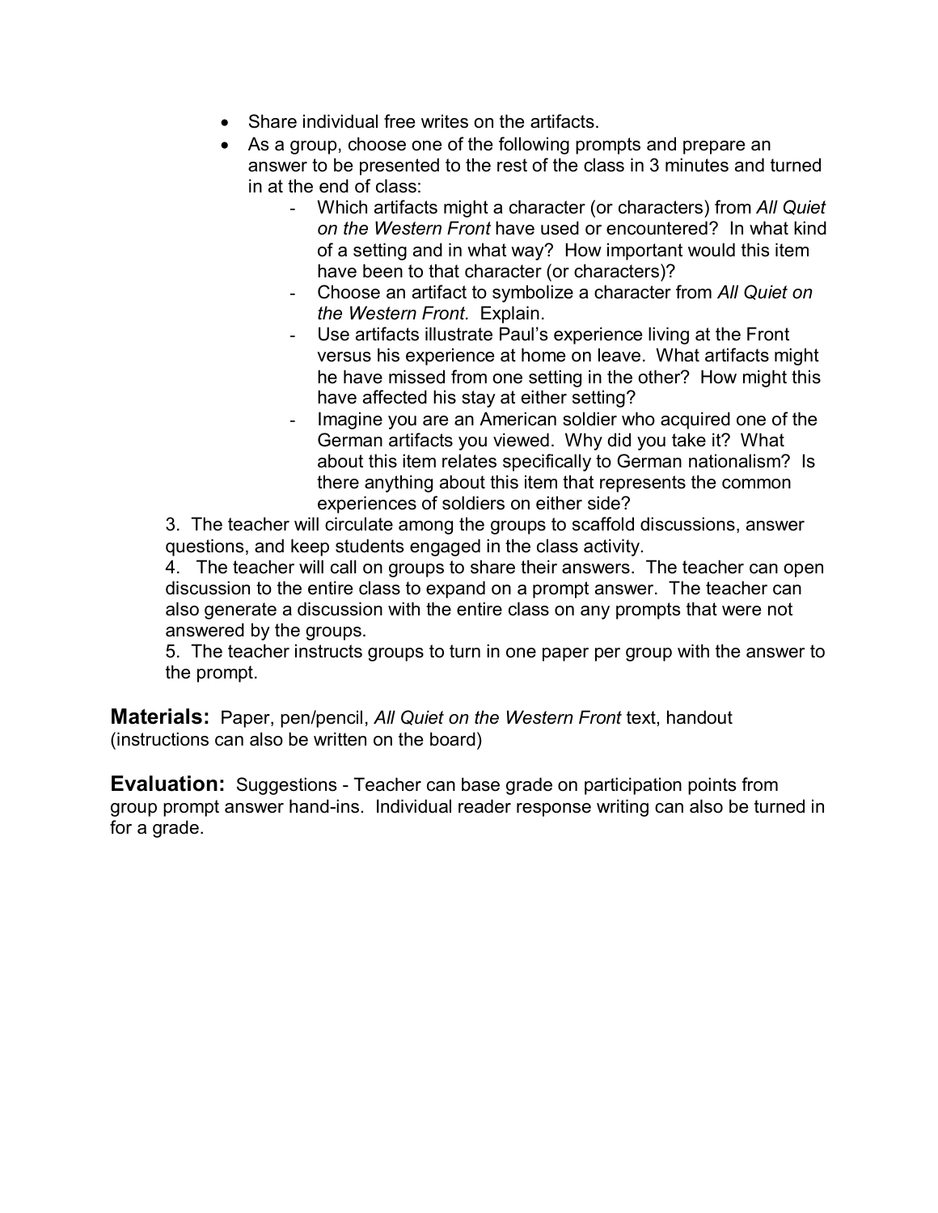- Share individual free writes on the artifacts.
- As a group, choose one of the following prompts and prepare an answer to be presented to the rest of the class in 3 minutes and turned in at the end of class:
  - Which artifacts might a character (or characters) from *All Quiet on the Western Front* have used or encountered? In what kind of a setting and in what way? How important would this item have been to that character (or characters)?
  - Choose an artifact to symbolize a character from *All Quiet on the Western Front.* Explain.
  - Use artifacts illustrate Paul's experience living at the Front versus his experience at home on leave. What artifacts might he have missed from one setting in the other? How might this have affected his stay at either setting?
  - Imagine you are an American soldier who acquired one of the German artifacts you viewed. Why did you take it? What about this item relates specifically to German nationalism? Is there anything about this item that represents the common experiences of soldiers on either side?

3. The teacher will circulate among the groups to scaffold discussions, answer questions, and keep students engaged in the class activity.
4. The teacher will call on groups to share their answers. The teacher can open discussion to the entire class to expand on a prompt answer. The teacher can also generate a discussion with the entire class on any prompts that were not answered by the groups.
5. The teacher instructs groups to turn in one paper per group with the answer to the prompt.

**Materials:** Paper, pen/pencil, *All Quiet on the Western Front* text, handout (instructions can also be written on the board)

**Evaluation:** Suggestions - Teacher can base grade on participation points from group prompt answer hand-ins. Individual reader response writing can also be turned in for a grade.